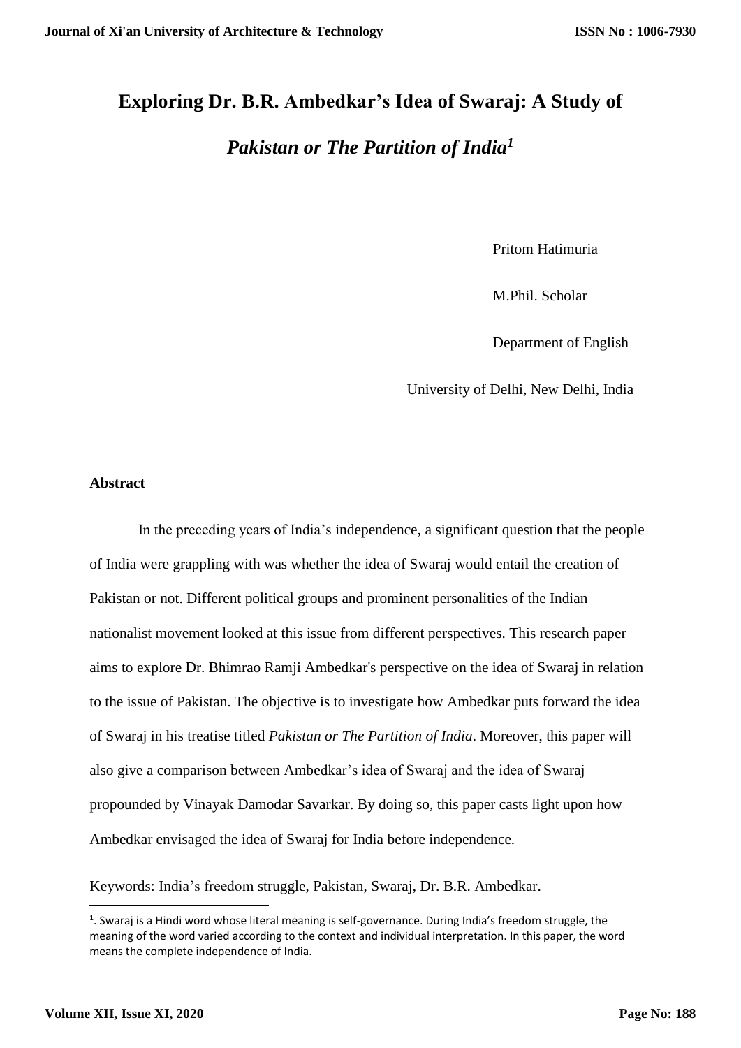# Exploring Dr. B.R. Ambedkar's Idea of Swaraj: A Study of *Pakistan or The Partition of India*[1]

Pritom Hatimuria

M.Phil. Scholar

Department of English

University of Delhi, New Delhi, India

## Abstract

In the preceding years of India's independence, a significant question that the people of India were grappling with was whether the idea of Swaraj would entail the creation of Pakistan or not. Different political groups and prominent personalities of the Indian nationalist movement looked at this issue from different perspectives. This research paper aims to explore Dr. Bhimrao Ramji Ambedkar's perspective on the idea of Swaraj in relation to the issue of Pakistan. The objective is to investigate how Ambedkar puts forward the idea of Swaraj in his treatise titled *Pakistan or The Partition of India*. Moreover, this paper will also give a comparison between Ambedkar's idea of Swaraj and the idea of Swaraj propounded by Vinayak Damodar Savarkar. By doing so, this paper casts light upon how Ambedkar envisaged the idea of Swaraj for India before independence.

Keywords: India's freedom struggle, Pakistan, Swaraj, Dr. B.R. Ambedkar.

---

[1]. Swaraj is a Hindi word whose literal meaning is self-governance. During India's freedom struggle, the meaning of the word varied according to the context and individual interpretation. In this paper, the word means the complete independence of India.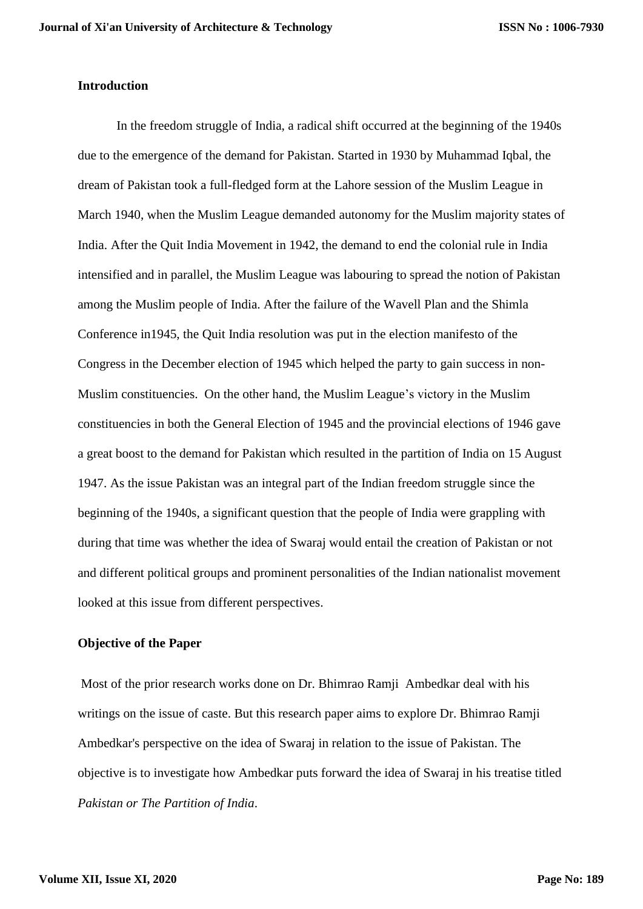## Introduction

In the freedom struggle of India, a radical shift occurred at the beginning of the 1940s due to the emergence of the demand for Pakistan. Started in 1930 by Muhammad Iqbal, the dream of Pakistan took a full-fledged form at the Lahore session of the Muslim League in March 1940, when the Muslim League demanded autonomy for the Muslim majority states of India. After the Quit India Movement in 1942, the demand to end the colonial rule in India intensified and in parallel, the Muslim League was labouring to spread the notion of Pakistan among the Muslim people of India. After the failure of the Wavell Plan and the Shimla Conference in1945, the Quit India resolution was put in the election manifesto of the Congress in the December election of 1945 which helped the party to gain success in non-Muslim constituencies. On the other hand, the Muslim League's victory in the Muslim constituencies in both the General Election of 1945 and the provincial elections of 1946 gave a great boost to the demand for Pakistan which resulted in the partition of India on 15 August 1947. As the issue Pakistan was an integral part of the Indian freedom struggle since the beginning of the 1940s, a significant question that the people of India were grappling with during that time was whether the idea of Swaraj would entail the creation of Pakistan or not and different political groups and prominent personalities of the Indian nationalist movement looked at this issue from different perspectives.

## Objective of the Paper

Most of the prior research works done on Dr. Bhimrao Ramji Ambedkar deal with his writings on the issue of caste. But this research paper aims to explore Dr. Bhimrao Ramji Ambedkar's perspective on the idea of Swaraj in relation to the issue of Pakistan. The objective is to investigate how Ambedkar puts forward the idea of Swaraj in his treatise titled *Pakistan or The Partition of India*.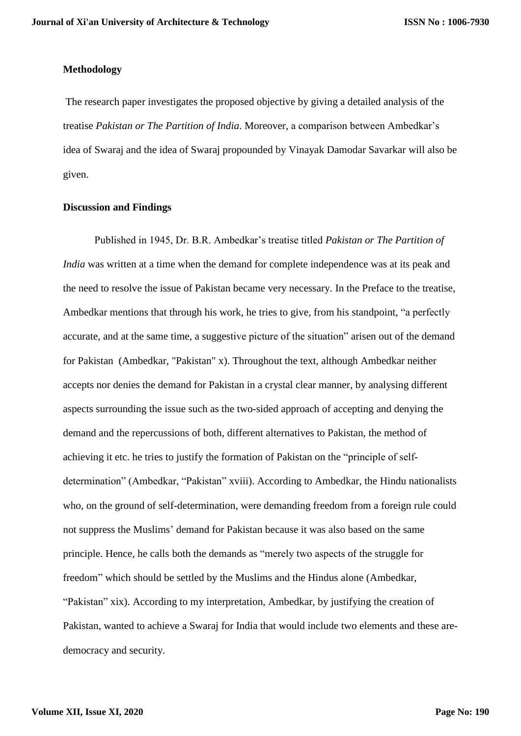## Methodology

The research paper investigates the proposed objective by giving a detailed analysis of the treatise *Pakistan or The Partition of India*. Moreover, a comparison between Ambedkar's idea of Swaraj and the idea of Swaraj propounded by Vinayak Damodar Savarkar will also be given.

## Discussion and Findings

Published in 1945, Dr. B.R. Ambedkar's treatise titled *Pakistan or The Partition of India* was written at a time when the demand for complete independence was at its peak and the need to resolve the issue of Pakistan became very necessary. In the Preface to the treatise, Ambedkar mentions that through his work, he tries to give, from his standpoint, "a perfectly accurate, and at the same time, a suggestive picture of the situation" arisen out of the demand for Pakistan (Ambedkar, "Pakistan" x). Throughout the text, although Ambedkar neither accepts nor denies the demand for Pakistan in a crystal clear manner, by analysing different aspects surrounding the issue such as the two-sided approach of accepting and denying the demand and the repercussions of both, different alternatives to Pakistan, the method of achieving it etc. he tries to justify the formation of Pakistan on the "principle of self-determination" (Ambedkar, "Pakistan" xviii). According to Ambedkar, the Hindu nationalists who, on the ground of self-determination, were demanding freedom from a foreign rule could not suppress the Muslims' demand for Pakistan because it was also based on the same principle. Hence, he calls both the demands as "merely two aspects of the struggle for freedom" which should be settled by the Muslims and the Hindus alone (Ambedkar, "Pakistan" xix). According to my interpretation, Ambedkar, by justifying the creation of Pakistan, wanted to achieve a Swaraj for India that would include two elements and these are- democracy and security.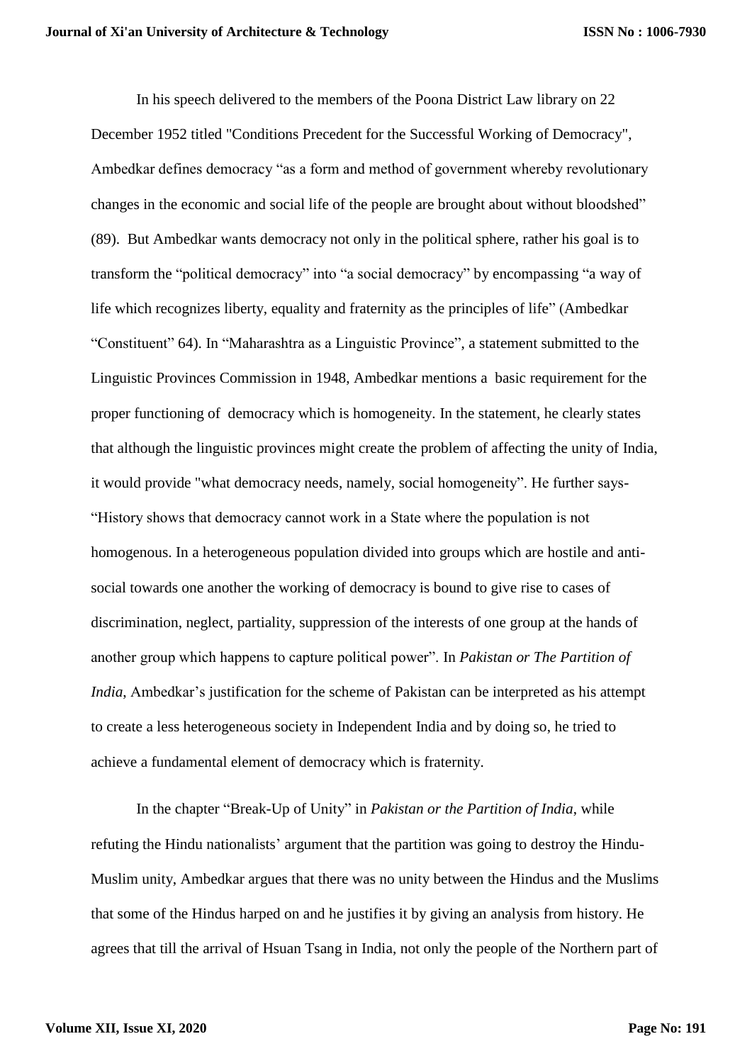In his speech delivered to the members of the Poona District Law library on 22 December 1952 titled "Conditions Precedent for the Successful Working of Democracy", Ambedkar defines democracy "as a form and method of government whereby revolutionary changes in the economic and social life of the people are brought about without bloodshed" (89). But Ambedkar wants democracy not only in the political sphere, rather his goal is to transform the "political democracy" into "a social democracy" by encompassing "a way of life which recognizes liberty, equality and fraternity as the principles of life" (Ambedkar "Constituent" 64). In "Maharashtra as a Linguistic Province", a statement submitted to the Linguistic Provinces Commission in 1948, Ambedkar mentions a basic requirement for the proper functioning of democracy which is homogeneity. In the statement, he clearly states that although the linguistic provinces might create the problem of affecting the unity of India, it would provide "what democracy needs, namely, social homogeneity". He further says- "History shows that democracy cannot work in a State where the population is not homogenous. In a heterogeneous population divided into groups which are hostile and anti-social towards one another the working of democracy is bound to give rise to cases of discrimination, neglect, partiality, suppression of the interests of one group at the hands of another group which happens to capture political power". In *Pakistan or The Partition of India*, Ambedkar's justification for the scheme of Pakistan can be interpreted as his attempt to create a less heterogeneous society in Independent India and by doing so, he tried to achieve a fundamental element of democracy which is fraternity.

In the chapter "Break-Up of Unity" in *Pakistan or the Partition of India*, while refuting the Hindu nationalists' argument that the partition was going to destroy the Hindu-Muslim unity, Ambedkar argues that there was no unity between the Hindus and the Muslims that some of the Hindus harped on and he justifies it by giving an analysis from history. He agrees that till the arrival of Hsuan Tsang in India, not only the people of the Northern part of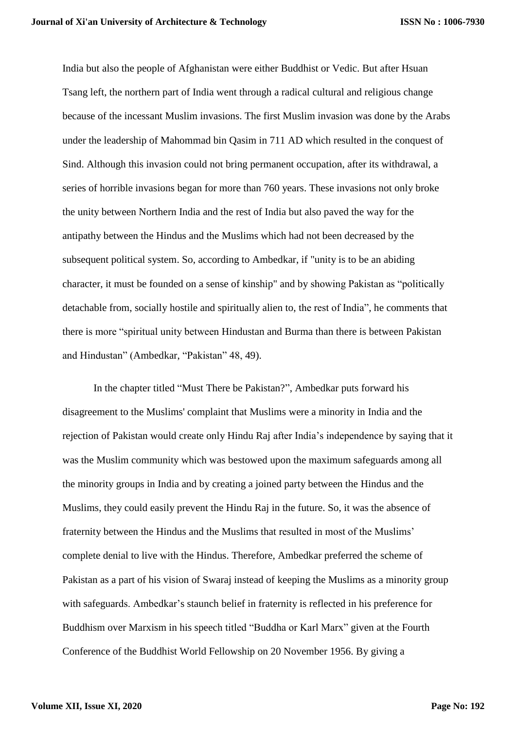India but also the people of Afghanistan were either Buddhist or Vedic. But after Hsuan Tsang left, the northern part of India went through a radical cultural and religious change because of the incessant Muslim invasions. The first Muslim invasion was done by the Arabs under the leadership of Mahommad bin Qasim in 711 AD which resulted in the conquest of Sind. Although this invasion could not bring permanent occupation, after its withdrawal, a series of horrible invasions began for more than 760 years. These invasions not only broke the unity between Northern India and the rest of India but also paved the way for the antipathy between the Hindus and the Muslims which had not been decreased by the subsequent political system. So, according to Ambedkar, if "unity is to be an abiding character, it must be founded on a sense of kinship" and by showing Pakistan as "politically detachable from, socially hostile and spiritually alien to, the rest of India", he comments that there is more "spiritual unity between Hindustan and Burma than there is between Pakistan and Hindustan" (Ambedkar, "Pakistan" 48, 49).

In the chapter titled "Must There be Pakistan?", Ambedkar puts forward his disagreement to the Muslims' complaint that Muslims were a minority in India and the rejection of Pakistan would create only Hindu Raj after India's independence by saying that it was the Muslim community which was bestowed upon the maximum safeguards among all the minority groups in India and by creating a joined party between the Hindus and the Muslims, they could easily prevent the Hindu Raj in the future. So, it was the absence of fraternity between the Hindus and the Muslims that resulted in most of the Muslims' complete denial to live with the Hindus. Therefore, Ambedkar preferred the scheme of Pakistan as a part of his vision of Swaraj instead of keeping the Muslims as a minority group with safeguards. Ambedkar's staunch belief in fraternity is reflected in his preference for Buddhism over Marxism in his speech titled "Buddha or Karl Marx" given at the Fourth Conference of the Buddhist World Fellowship on 20 November 1956. By giving a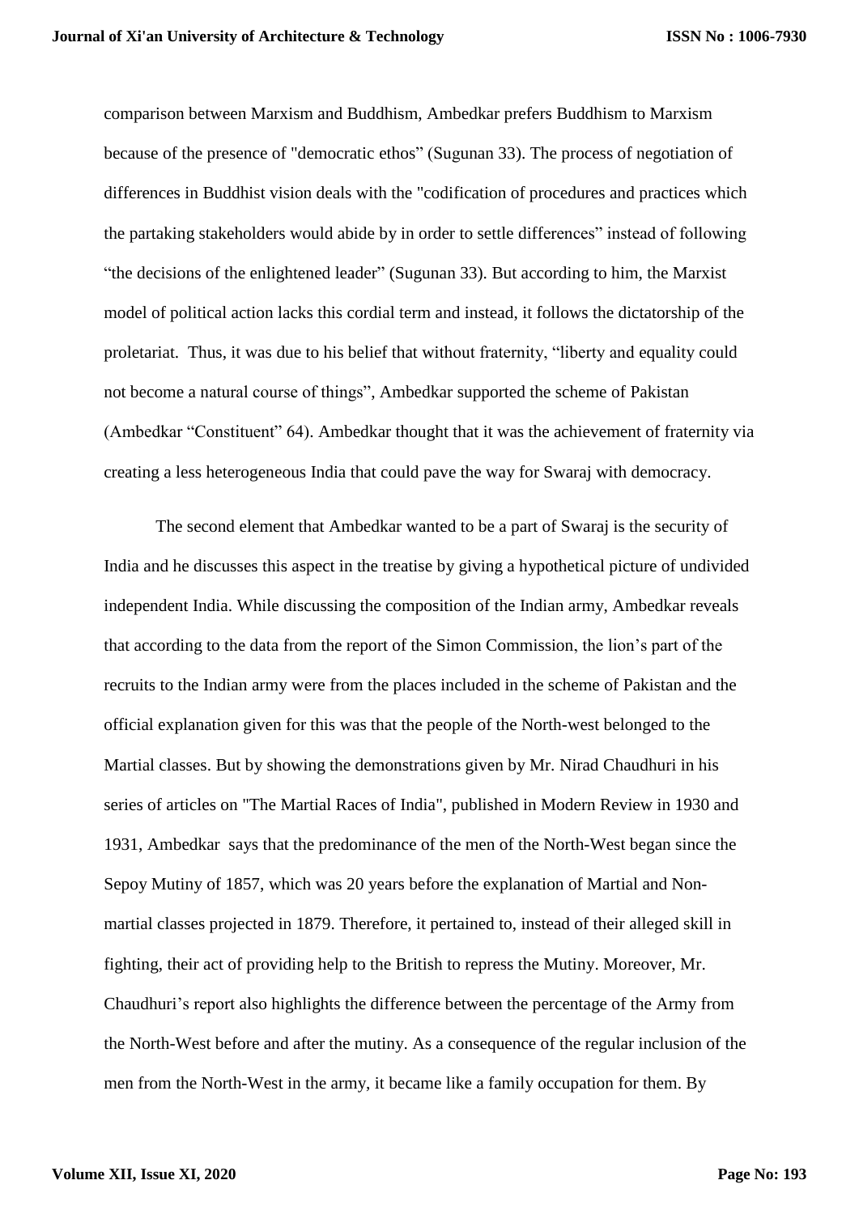comparison between Marxism and Buddhism, Ambedkar prefers Buddhism to Marxism because of the presence of "democratic ethos" (Sugunan 33). The process of negotiation of differences in Buddhist vision deals with the "codification of procedures and practices which the partaking stakeholders would abide by in order to settle differences" instead of following "the decisions of the enlightened leader" (Sugunan 33). But according to him, the Marxist model of political action lacks this cordial term and instead, it follows the dictatorship of the proletariat. Thus, it was due to his belief that without fraternity, "liberty and equality could not become a natural course of things", Ambedkar supported the scheme of Pakistan (Ambedkar "Constituent" 64). Ambedkar thought that it was the achievement of fraternity via creating a less heterogeneous India that could pave the way for Swaraj with democracy.

The second element that Ambedkar wanted to be a part of Swaraj is the security of India and he discusses this aspect in the treatise by giving a hypothetical picture of undivided independent India. While discussing the composition of the Indian army, Ambedkar reveals that according to the data from the report of the Simon Commission, the lion's part of the recruits to the Indian army were from the places included in the scheme of Pakistan and the official explanation given for this was that the people of the North-west belonged to the Martial classes. But by showing the demonstrations given by Mr. Nirad Chaudhuri in his series of articles on "The Martial Races of India", published in Modern Review in 1930 and 1931, Ambedkar says that the predominance of the men of the North-West began since the Sepoy Mutiny of 1857, which was 20 years before the explanation of Martial and Non-martial classes projected in 1879. Therefore, it pertained to, instead of their alleged skill in fighting, their act of providing help to the British to repress the Mutiny. Moreover, Mr. Chaudhuri's report also highlights the difference between the percentage of the Army from the North-West before and after the mutiny. As a consequence of the regular inclusion of the men from the North-West in the army, it became like a family occupation for them. By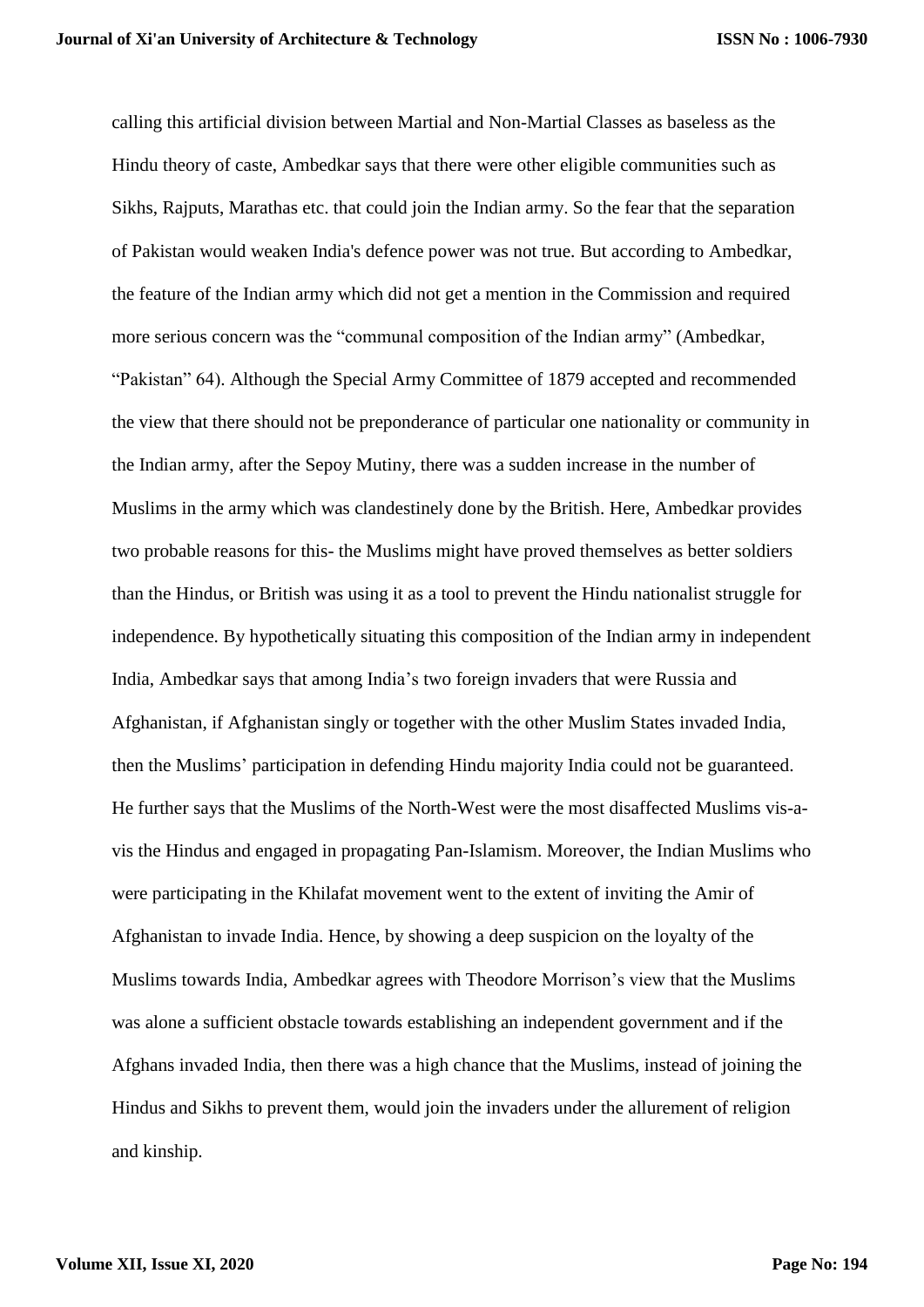calling this artificial division between Martial and Non-Martial Classes as baseless as the Hindu theory of caste, Ambedkar says that there were other eligible communities such as Sikhs, Rajputs, Marathas etc. that could join the Indian army. So the fear that the separation of Pakistan would weaken India's defence power was not true. But according to Ambedkar, the feature of the Indian army which did not get a mention in the Commission and required more serious concern was the "communal composition of the Indian army" (Ambedkar, "Pakistan" 64). Although the Special Army Committee of 1879 accepted and recommended the view that there should not be preponderance of particular one nationality or community in the Indian army, after the Sepoy Mutiny, there was a sudden increase in the number of Muslims in the army which was clandestinely done by the British. Here, Ambedkar provides two probable reasons for this- the Muslims might have proved themselves as better soldiers than the Hindus, or British was using it as a tool to prevent the Hindu nationalist struggle for independence. By hypothetically situating this composition of the Indian army in independent India, Ambedkar says that among India's two foreign invaders that were Russia and Afghanistan, if Afghanistan singly or together with the other Muslim States invaded India, then the Muslims' participation in defending Hindu majority India could not be guaranteed. He further says that the Muslims of the North-West were the most disaffected Muslims vis-a-vis the Hindus and engaged in propagating Pan-Islamism. Moreover, the Indian Muslims who were participating in the Khilafat movement went to the extent of inviting the Amir of Afghanistan to invade India. Hence, by showing a deep suspicion on the loyalty of the Muslims towards India, Ambedkar agrees with Theodore Morrison's view that the Muslims was alone a sufficient obstacle towards establishing an independent government and if the Afghans invaded India, then there was a high chance that the Muslims, instead of joining the Hindus and Sikhs to prevent them, would join the invaders under the allurement of religion and kinship.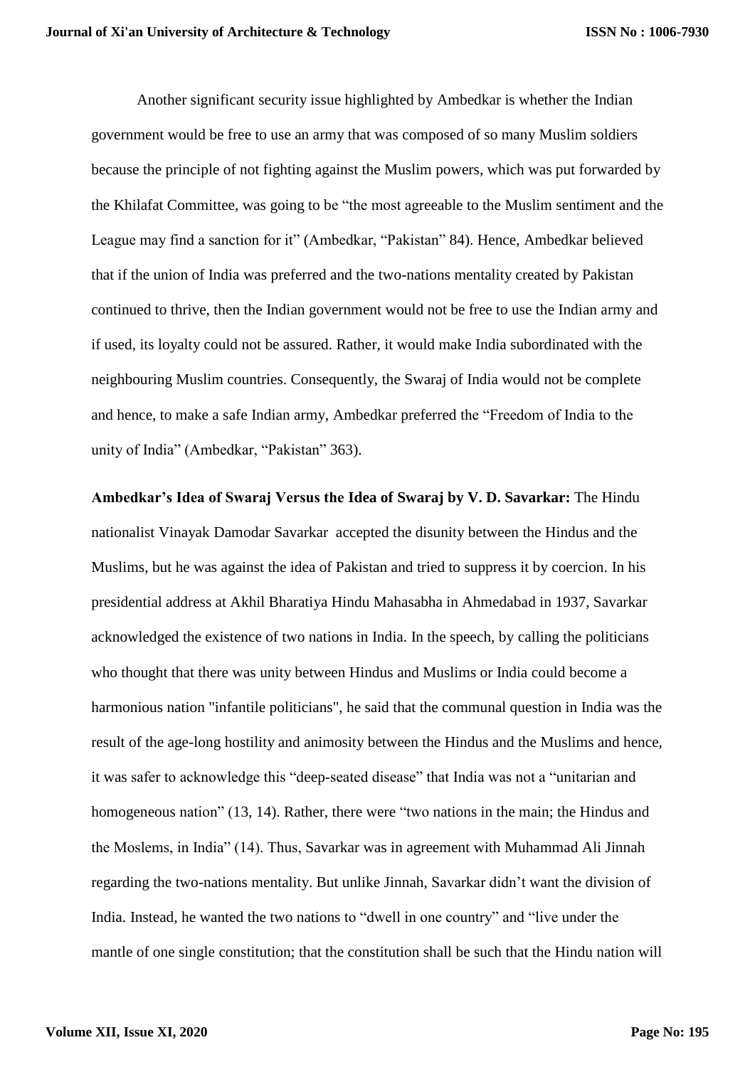Another significant security issue highlighted by Ambedkar is whether the Indian government would be free to use an army that was composed of so many Muslim soldiers because the principle of not fighting against the Muslim powers, which was put forwarded by the Khilafat Committee, was going to be "the most agreeable to the Muslim sentiment and the League may find a sanction for it" (Ambedkar, "Pakistan" 84). Hence, Ambedkar believed that if the union of India was preferred and the two-nations mentality created by Pakistan continued to thrive, then the Indian government would not be free to use the Indian army and if used, its loyalty could not be assured. Rather, it would make India subordinated with the neighbouring Muslim countries. Consequently, the Swaraj of India would not be complete and hence, to make a safe Indian army, Ambedkar preferred the "Freedom of India to the unity of India" (Ambedkar, "Pakistan" 363).

**Ambedkar's Idea of Swaraj Versus the Idea of Swaraj by V. D. Savarkar:** The Hindu nationalist Vinayak Damodar Savarkar accepted the disunity between the Hindus and the Muslims, but he was against the idea of Pakistan and tried to suppress it by coercion. In his presidential address at Akhil Bharatiya Hindu Mahasabha in Ahmedabad in 1937, Savarkar acknowledged the existence of two nations in India. In the speech, by calling the politicians who thought that there was unity between Hindus and Muslims or India could become a harmonious nation "infantile politicians", he said that the communal question in India was the result of the age-long hostility and animosity between the Hindus and the Muslims and hence, it was safer to acknowledge this "deep-seated disease" that India was not a "unitarian and homogeneous nation" (13, 14). Rather, there were "two nations in the main; the Hindus and the Moslems, in India" (14). Thus, Savarkar was in agreement with Muhammad Ali Jinnah regarding the two-nations mentality. But unlike Jinnah, Savarkar didn't want the division of India. Instead, he wanted the two nations to "dwell in one country" and "live under the mantle of one single constitution; that the constitution shall be such that the Hindu nation will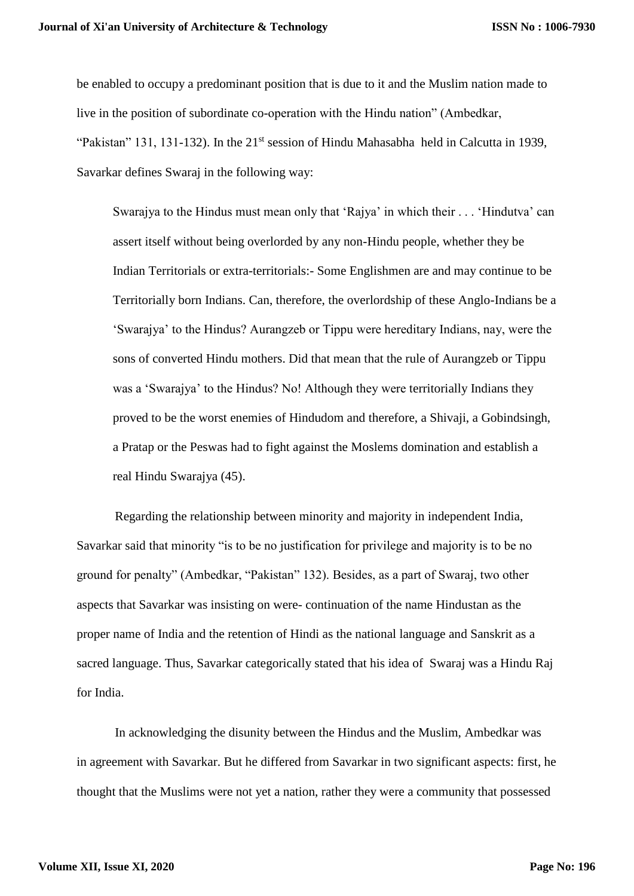be enabled to occupy a predominant position that is due to it and the Muslim nation made to live in the position of subordinate co-operation with the Hindu nation" (Ambedkar, "Pakistan" 131, 131-132). In the 21st session of Hindu Mahasabha held in Calcutta in 1939, Savarkar defines Swaraj in the following way:

> Swarajya to the Hindus must mean only that 'Rajya' in which their . . . 'Hindutva' can assert itself without being overlorded by any non-Hindu people, whether they be Indian Territorials or extra-territorials:- Some Englishmen are and may continue to be Territorially born Indians. Can, therefore, the overlordship of these Anglo-Indians be a 'Swarajya' to the Hindus? Aurangzeb or Tippu were hereditary Indians, nay, were the sons of converted Hindu mothers. Did that mean that the rule of Aurangzeb or Tippu was a 'Swarajya' to the Hindus? No! Although they were territorially Indians they proved to be the worst enemies of Hindudom and therefore, a Shivaji, a Gobindsingh, a Pratap or the Peswas had to fight against the Moslems domination and establish a real Hindu Swarajya (45).

Regarding the relationship between minority and majority in independent India, Savarkar said that minority "is to be no justification for privilege and majority is to be no ground for penalty" (Ambedkar, "Pakistan" 132). Besides, as a part of Swaraj, two other aspects that Savarkar was insisting on were- continuation of the name Hindustan as the proper name of India and the retention of Hindi as the national language and Sanskrit as a sacred language. Thus, Savarkar categorically stated that his idea of Swaraj was a Hindu Raj for India.

In acknowledging the disunity between the Hindus and the Muslim, Ambedkar was in agreement with Savarkar. But he differed from Savarkar in two significant aspects: first, he thought that the Muslims were not yet a nation, rather they were a community that possessed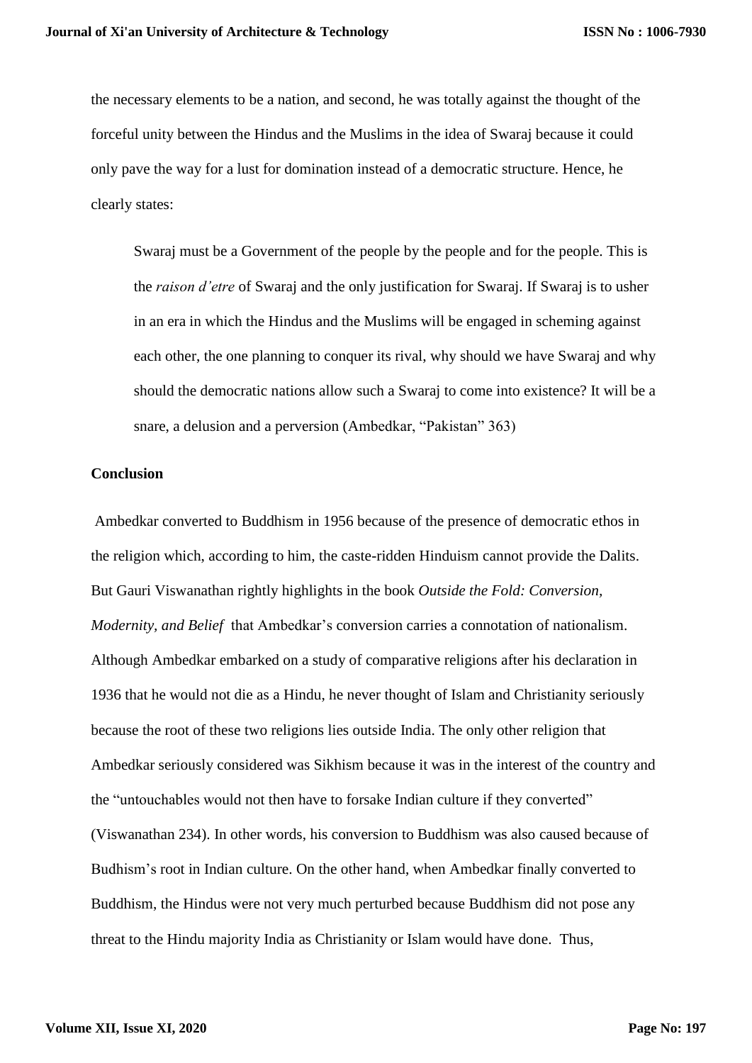the necessary elements to be a nation, and second, he was totally against the thought of the forceful unity between the Hindus and the Muslims in the idea of Swaraj because it could only pave the way for a lust for domination instead of a democratic structure. Hence, he clearly states:

> Swaraj must be a Government of the people by the people and for the people. This is the *raison d'etre* of Swaraj and the only justification for Swaraj. If Swaraj is to usher in an era in which the Hindus and the Muslims will be engaged in scheming against each other, the one planning to conquer its rival, why should we have Swaraj and why should the democratic nations allow such a Swaraj to come into existence? It will be a snare, a delusion and a perversion (Ambedkar, "Pakistan" 363)

**Conclusion**

Ambedkar converted to Buddhism in 1956 because of the presence of democratic ethos in the religion which, according to him, the caste-ridden Hinduism cannot provide the Dalits. But Gauri Viswanathan rightly highlights in the book *Outside the Fold: Conversion, Modernity, and Belief* that Ambedkar's conversion carries a connotation of nationalism. Although Ambedkar embarked on a study of comparative religions after his declaration in 1936 that he would not die as a Hindu, he never thought of Islam and Christianity seriously because the root of these two religions lies outside India. The only other religion that Ambedkar seriously considered was Sikhism because it was in the interest of the country and the "untouchables would not then have to forsake Indian culture if they converted" (Viswanathan 234). In other words, his conversion to Buddhism was also caused because of Budhism's root in Indian culture. On the other hand, when Ambedkar finally converted to Buddhism, the Hindus were not very much perturbed because Buddhism did not pose any threat to the Hindu majority India as Christianity or Islam would have done. Thus,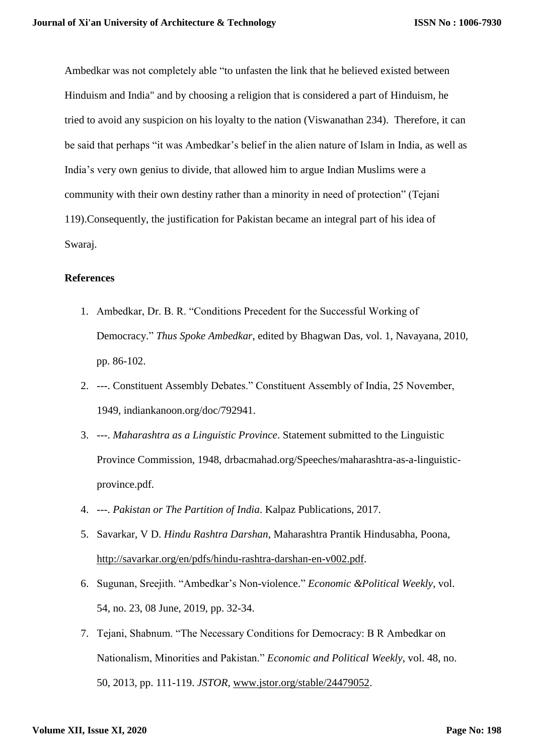Ambedkar was not completely able “to unfasten the link that he believed existed between Hinduism and India" and by choosing a religion that is considered a part of Hinduism, he tried to avoid any suspicion on his loyalty to the nation (Viswanathan 234). Therefore, it can be said that perhaps “it was Ambedkar’s belief in the alien nature of Islam in India, as well as India’s very own genius to divide, that allowed him to argue Indian Muslims were a community with their own destiny rather than a minority in need of protection” (Tejani 119).Consequently, the justification for Pakistan became an integral part of his idea of Swaraj.

**References**

1. Ambedkar, Dr. B. R. “Conditions Precedent for the Successful Working of Democracy.” *Thus Spoke Ambedkar*, edited by Bhagwan Das, vol. 1, Navayana, 2010, pp. 86-102.
2. ---. Constituent Assembly Debates.” Constituent Assembly of India, 25 November, 1949, indiankanoon.org/doc/792941.
3. ---. *Maharashtra as a Linguistic Province*. Statement submitted to the Linguistic Province Commission, 1948, drbacmahad.org/Speeches/maharashtra-as-a-linguistic-province.pdf.
4. ---. *Pakistan or The Partition of India*. Kalpaz Publications, 2017.
5. Savarkar, V D. *Hindu Rashtra Darshan*, Maharashtra Prantik Hindusabha, Poona, http://savarkar.org/en/pdfs/hindu-rashtra-darshan-en-v002.pdf.
6. Sugunan, Sreejith. “Ambedkar’s Non-violence.” *Economic &Political Weekly*, vol. 54, no. 23, 08 June, 2019, pp. 32-34.
7. Tejani, Shabnum. “The Necessary Conditions for Democracy: B R Ambedkar on Nationalism, Minorities and Pakistan.” *Economic and Political Weekly*, vol. 48, no. 50, 2013, pp. 111-119. *JSTOR*, www.jstor.org/stable/24479052.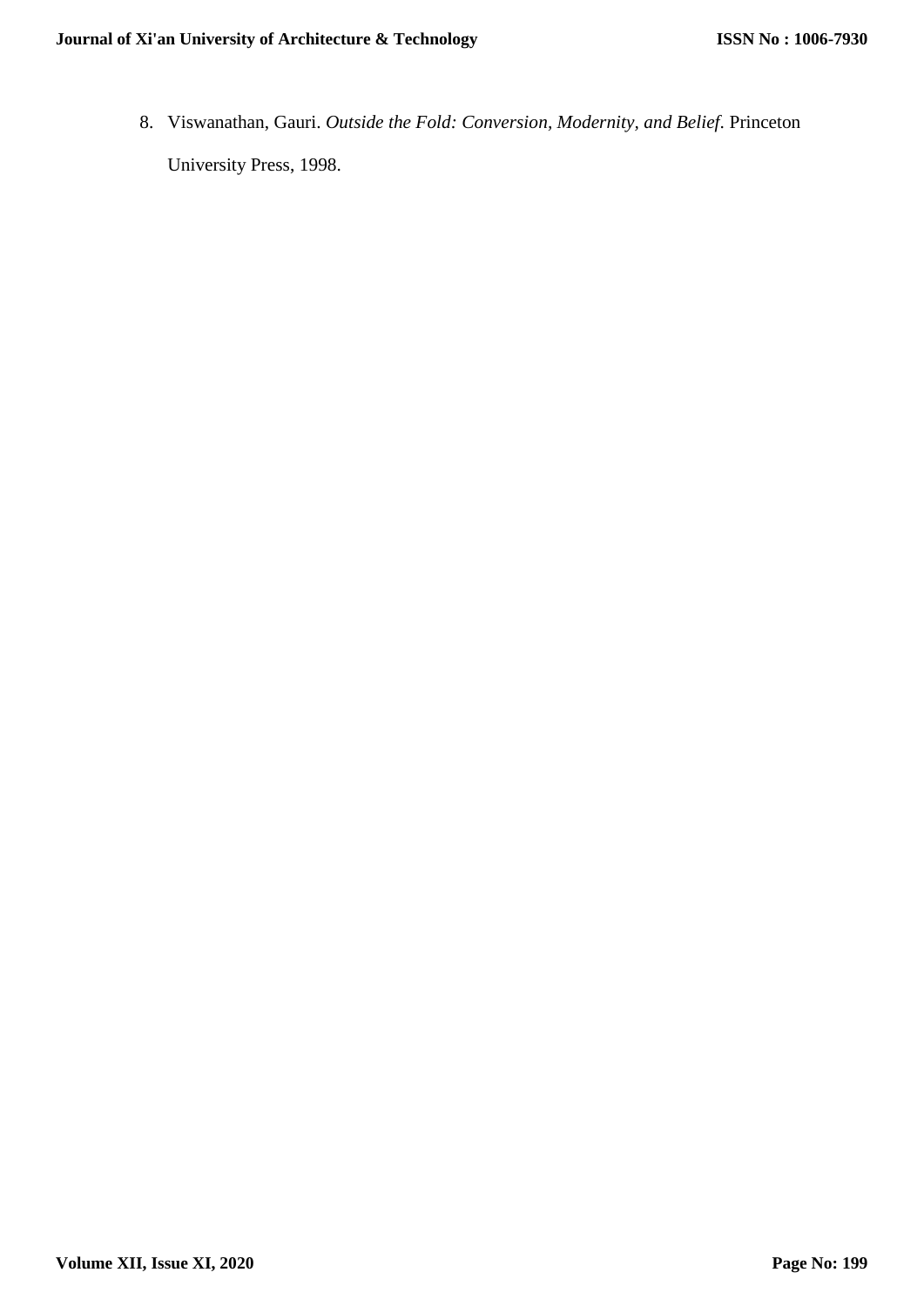8. Viswanathan, Gauri. *Outside the Fold: Conversion, Modernity, and Belief*. Princeton University Press, 1998.